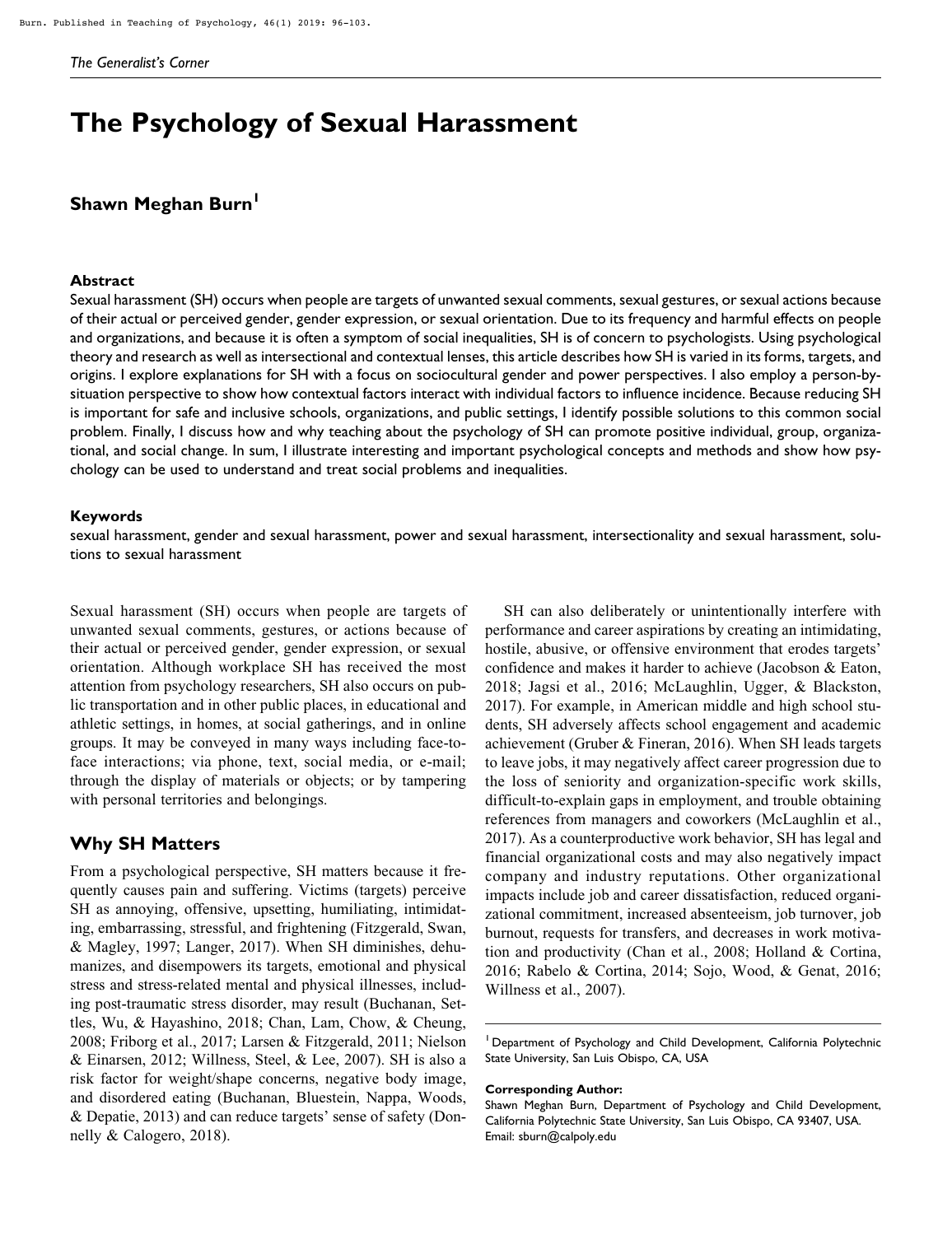*The Generalist's Corner*

# The Psychology of Sexual Harassment

**Shawn Meghan Burn**[1]

### Abstract

Sexual harassment (SH) occurs when people are targets of unwanted sexual comments, sexual gestures, or sexual actions because of their actual or perceived gender, gender expression, or sexual orientation. Due to its frequency and harmful effects on people and organizations, and because it is often a symptom of social inequalities, SH is of concern to psychologists. Using psychological theory and research as well as intersectional and contextual lenses, this article describes how SH is varied in its forms, targets, and origins. I explore explanations for SH with a focus on sociocultural gender and power perspectives. I also employ a person-by-situation perspective to show how contextual factors interact with individual factors to influence incidence. Because reducing SH is important for safe and inclusive schools, organizations, and public settings, I identify possible solutions to this common social problem. Finally, I discuss how and why teaching about the psychology of SH can promote positive individual, group, organizational, and social change. In sum, I illustrate interesting and important psychological concepts and methods and show how psychology can be used to understand and treat social problems and inequalities.

### Keywords

sexual harassment, gender and sexual harassment, power and sexual harassment, intersectionality and sexual harassment, solutions to sexual harassment

Sexual harassment (SH) occurs when people are targets of unwanted sexual comments, gestures, or actions because of their actual or perceived gender, gender expression, or sexual orientation. Although workplace SH has received the most attention from psychology researchers, SH also occurs on public transportation and in other public places, in educational and athletic settings, in homes, at social gatherings, and in online groups. It may be conveyed in many ways including face-to-face interactions; via phone, text, social media, or e-mail; through the display of materials or objects; or by tampering with personal territories and belongings.

## Why SH Matters

From a psychological perspective, SH matters because it frequently causes pain and suffering. Victims (targets) perceive SH as annoying, offensive, upsetting, humiliating, intimidating, embarrassing, stressful, and frightening (Fitzgerald, Swan, & Magley, 1997; Langer, 2017). When SH diminishes, dehumanizes, and disempowers its targets, emotional and physical stress and stress-related mental and physical illnesses, including post-traumatic stress disorder, may result (Buchanan, Settles, Wu, & Hayashino, 2018; Chan, Lam, Chow, & Cheung, 2008; Friborg et al., 2017; Larsen & Fitzgerald, 2011; Nielson & Einarsen, 2012; Willness, Steel, & Lee, 2007). SH is also a risk factor for weight/shape concerns, negative body image, and disordered eating (Buchanan, Bluestein, Nappa, Woods, & Depatie, 2013) and can reduce targets' sense of safety (Donnelly & Calogero, 2018).

SH can also deliberately or unintentionally interfere with performance and career aspirations by creating an intimidating, hostile, abusive, or offensive environment that erodes targets' confidence and makes it harder to achieve (Jacobson & Eaton, 2018; Jagsi et al., 2016; McLaughlin, Ugger, & Blackston, 2017). For example, in American middle and high school students, SH adversely affects school engagement and academic achievement (Gruber & Fineran, 2016). When SH leads targets to leave jobs, it may negatively affect career progression due to the loss of seniority and organization-specific work skills, difficult-to-explain gaps in employment, and trouble obtaining references from managers and coworkers (McLaughlin et al., 2017). As a counterproductive work behavior, SH has legal and financial organizational costs and may also negatively impact company and industry reputations. Other organizational impacts include job and career dissatisfaction, reduced organizational commitment, increased absenteeism, job turnover, job burnout, requests for transfers, and decreases in work motivation and productivity (Chan et al., 2008; Holland & Cortina, 2016; Rabelo & Cortina, 2014; Sojo, Wood, & Genat, 2016; Willness et al., 2007).

[1] Department of Psychology and Child Development, California Polytechnic State University, San Luis Obispo, CA, USA

**Corresponding Author:**
Shawn Meghan Burn, Department of Psychology and Child Development, California Polytechnic State University, San Luis Obispo, CA 93407, USA.
Email: sburn@calpoly.edu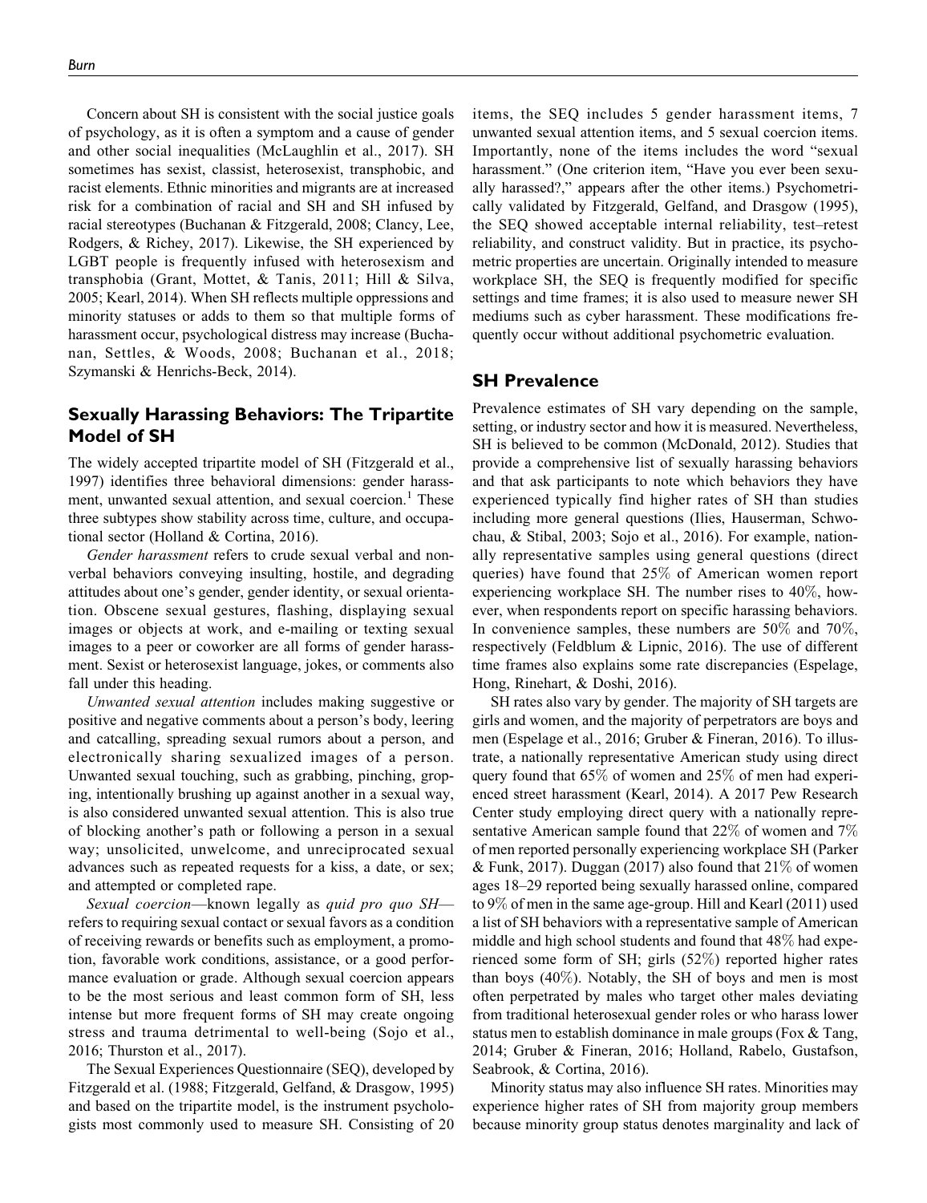Concern about SH is consistent with the social justice goals of psychology, as it is often a symptom and a cause of gender and other social inequalities (McLaughlin et al., 2017). SH sometimes has sexist, classist, heterosexist, transphobic, and racist elements. Ethnic minorities and migrants are at increased risk for a combination of racial and SH and SH infused by racial stereotypes (Buchanan & Fitzgerald, 2008; Clancy, Lee, Rodgers, & Richey, 2017). Likewise, the SH experienced by LGBT people is frequently infused with heterosexism and transphobia (Grant, Mottet, & Tanis, 2011; Hill & Silva, 2005; Kearl, 2014). When SH reflects multiple oppressions and minority statuses or adds to them so that multiple forms of harassment occur, psychological distress may increase (Buchanan, Settles, & Woods, 2008; Buchanan et al., 2018; Szymanski & Henrichs-Beck, 2014).

## Sexually Harassing Behaviors: The Tripartite Model of SH

The widely accepted tripartite model of SH (Fitzgerald et al., 1997) identifies three behavioral dimensions: gender harassment, unwanted sexual attention, and sexual coercion.[1] These three subtypes show stability across time, culture, and occupational sector (Holland & Cortina, 2016).

*Gender harassment* refers to crude sexual verbal and nonverbal behaviors conveying insulting, hostile, and degrading attitudes about one's gender, gender identity, or sexual orientation. Obscene sexual gestures, flashing, displaying sexual images or objects at work, and e-mailing or texting sexual images to a peer or coworker are all forms of gender harassment. Sexist or heterosexist language, jokes, or comments also fall under this heading.

*Unwanted sexual attention* includes making suggestive or positive and negative comments about a person's body, leering and catcalling, spreading sexual rumors about a person, and electronically sharing sexualized images of a person. Unwanted sexual touching, such as grabbing, pinching, groping, intentionally brushing up against another in a sexual way, is also considered unwanted sexual attention. This is also true of blocking another's path or following a person in a sexual way; unsolicited, unwelcome, and unreciprocated sexual advances such as repeated requests for a kiss, a date, or sex; and attempted or completed rape.

*Sexual coercion*—known legally as *quid pro quo SH*—refers to requiring sexual contact or sexual favors as a condition of receiving rewards or benefits such as employment, a promotion, favorable work conditions, assistance, or a good performance evaluation or grade. Although sexual coercion appears to be the most serious and least common form of SH, less intense but more frequent forms of SH may create ongoing stress and trauma detrimental to well-being (Sojo et al., 2016; Thurston et al., 2017).

The Sexual Experiences Questionnaire (SEQ), developed by Fitzgerald et al. (1988; Fitzgerald, Gelfand, & Drasgow, 1995) and based on the tripartite model, is the instrument psychologists most commonly used to measure SH. Consisting of 20 items, the SEQ includes 5 gender harassment items, 7 unwanted sexual attention items, and 5 sexual coercion items. Importantly, none of the items includes the word "sexual harassment." (One criterion item, "Have you ever been sexually harassed?," appears after the other items.) Psychometrically validated by Fitzgerald, Gelfand, and Drasgow (1995), the SEQ showed acceptable internal reliability, test–retest reliability, and construct validity. But in practice, its psychometric properties are uncertain. Originally intended to measure workplace SH, the SEQ is frequently modified for specific settings and time frames; it is also used to measure newer SH mediums such as cyber harassment. These modifications frequently occur without additional psychometric evaluation.

## SH Prevalence

Prevalence estimates of SH vary depending on the sample, setting, or industry sector and how it is measured. Nevertheless, SH is believed to be common (McDonald, 2012). Studies that provide a comprehensive list of sexually harassing behaviors and that ask participants to note which behaviors they have experienced typically find higher rates of SH than studies including more general questions (Ilies, Hauserman, Schwochau, & Stibal, 2003; Sojo et al., 2016). For example, nationally representative samples using general questions (direct queries) have found that 25% of American women report experiencing workplace SH. The number rises to 40%, however, when respondents report on specific harassing behaviors. In convenience samples, these numbers are 50% and 70%, respectively (Feldblum & Lipnic, 2016). The use of different time frames also explains some rate discrepancies (Espelage, Hong, Rinehart, & Doshi, 2016).

SH rates also vary by gender. The majority of SH targets are girls and women, and the majority of perpetrators are boys and men (Espelage et al., 2016; Gruber & Fineran, 2016). To illustrate, a nationally representative American study using direct query found that 65% of women and 25% of men had experienced street harassment (Kearl, 2014). A 2017 Pew Research Center study employing direct query with a nationally representative American sample found that 22% of women and 7% of men reported personally experiencing workplace SH (Parker & Funk, 2017). Duggan (2017) also found that 21% of women ages 18–29 reported being sexually harassed online, compared to 9% of men in the same age-group. Hill and Kearl (2011) used a list of SH behaviors with a representative sample of American middle and high school students and found that 48% had experienced some form of SH; girls (52%) reported higher rates than boys (40%). Notably, the SH of boys and men is most often perpetrated by males who target other males deviating from traditional heterosexual gender roles or who harass lower status men to establish dominance in male groups (Fox & Tang, 2014; Gruber & Fineran, 2016; Holland, Rabelo, Gustafson, Seabrook, & Cortina, 2016).

Minority status may also influence SH rates. Minorities may experience higher rates of SH from majority group members because minority group status denotes marginality and lack of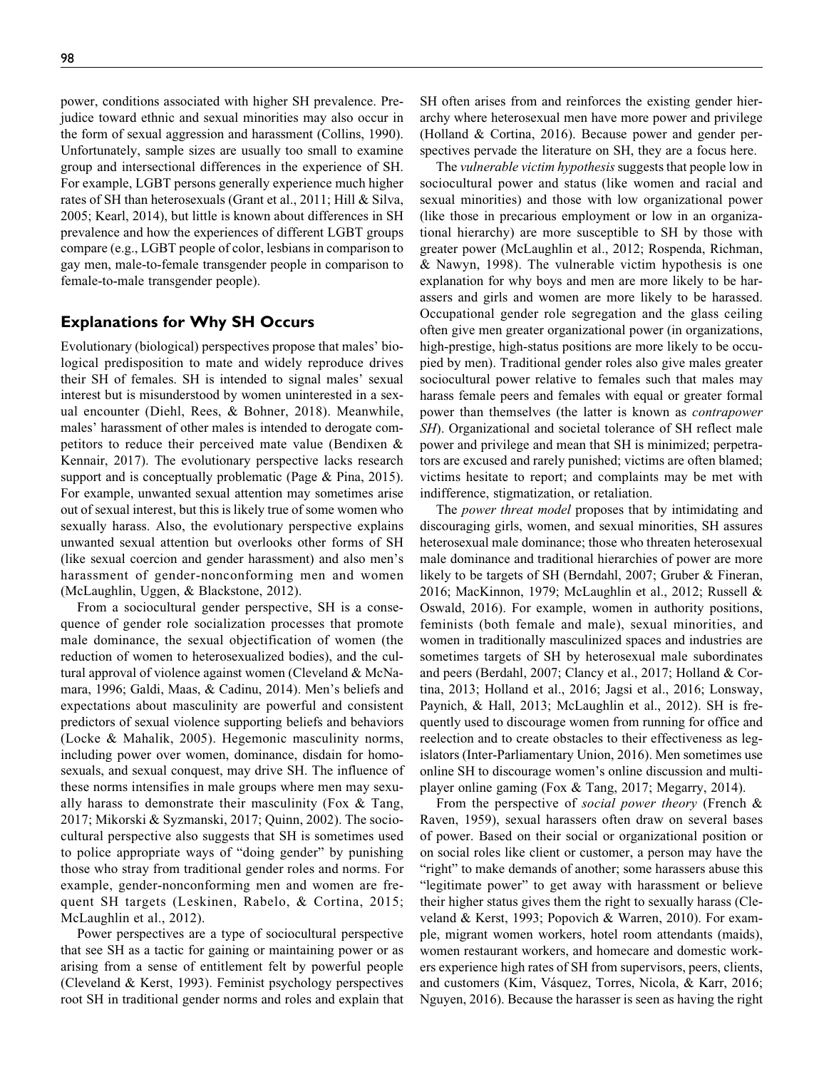power, conditions associated with higher SH prevalence. Prejudice toward ethnic and sexual minorities may also occur in the form of sexual aggression and harassment (Collins, 1990). Unfortunately, sample sizes are usually too small to examine group and intersectional differences in the experience of SH. For example, LGBT persons generally experience much higher rates of SH than heterosexuals (Grant et al., 2011; Hill & Silva, 2005; Kearl, 2014), but little is known about differences in SH prevalence and how the experiences of different LGBT groups compare (e.g., LGBT people of color, lesbians in comparison to gay men, male-to-female transgender people in comparison to female-to-male transgender people).

## Explanations for Why SH Occurs

Evolutionary (biological) perspectives propose that males' biological predisposition to mate and widely reproduce drives their SH of females. SH is intended to signal males' sexual interest but is misunderstood by women uninterested in a sexual encounter (Diehl, Rees, & Bohner, 2018). Meanwhile, males' harassment of other males is intended to derogate competitors to reduce their perceived mate value (Bendixen & Kennair, 2017). The evolutionary perspective lacks research support and is conceptually problematic (Page & Pina, 2015). For example, unwanted sexual attention may sometimes arise out of sexual interest, but this is likely true of some women who sexually harass. Also, the evolutionary perspective explains unwanted sexual attention but overlooks other forms of SH (like sexual coercion and gender harassment) and also men's harassment of gender-nonconforming men and women (McLaughlin, Uggen, & Blackstone, 2012).

From a sociocultural gender perspective, SH is a consequence of gender role socialization processes that promote male dominance, the sexual objectification of women (the reduction of women to heterosexualized bodies), and the cultural approval of violence against women (Cleveland & McNamara, 1996; Galdi, Maas, & Cadinu, 2014). Men's beliefs and expectations about masculinity are powerful and consistent predictors of sexual violence supporting beliefs and behaviors (Locke & Mahalik, 2005). Hegemonic masculinity norms, including power over women, dominance, disdain for homosexuals, and sexual conquest, may drive SH. The influence of these norms intensifies in male groups where men may sexually harass to demonstrate their masculinity (Fox & Tang, 2017; Mikorski & Syzmanski, 2017; Quinn, 2002). The sociocultural perspective also suggests that SH is sometimes used to police appropriate ways of "doing gender" by punishing those who stray from traditional gender roles and norms. For example, gender-nonconforming men and women are frequent SH targets (Leskinen, Rabelo, & Cortina, 2015; McLaughlin et al., 2012).

Power perspectives are a type of sociocultural perspective that see SH as a tactic for gaining or maintaining power or as arising from a sense of entitlement felt by powerful people (Cleveland & Kerst, 1993). Feminist psychology perspectives root SH in traditional gender norms and roles and explain that SH often arises from and reinforces the existing gender hierarchy where heterosexual men have more power and privilege (Holland & Cortina, 2016). Because power and gender perspectives pervade the literature on SH, they are a focus here.

The *vulnerable victim hypothesis* suggests that people low in sociocultural power and status (like women and racial and sexual minorities) and those with low organizational power (like those in precarious employment or low in an organizational hierarchy) are more susceptible to SH by those with greater power (McLaughlin et al., 2012; Rospenda, Richman, & Nawyn, 1998). The vulnerable victim hypothesis is one explanation for why boys and men are more likely to be harassers and girls and women are more likely to be harassed. Occupational gender role segregation and the glass ceiling often give men greater organizational power (in organizations, high-prestige, high-status positions are more likely to be occupied by men). Traditional gender roles also give males greater sociocultural power relative to females such that males may harass female peers and females with equal or greater formal power than themselves (the latter is known as *contrapower SH*). Organizational and societal tolerance of SH reflect male power and privilege and mean that SH is minimized; perpetrators are excused and rarely punished; victims are often blamed; victims hesitate to report; and complaints may be met with indifference, stigmatization, or retaliation.

The *power threat model* proposes that by intimidating and discouraging girls, women, and sexual minorities, SH assures heterosexual male dominance; those who threaten heterosexual male dominance and traditional hierarchies of power are more likely to be targets of SH (Berndahl, 2007; Gruber & Fineran, 2016; MacKinnon, 1979; McLaughlin et al., 2012; Russell & Oswald, 2016). For example, women in authority positions, feminists (both female and male), sexual minorities, and women in traditionally masculinized spaces and industries are sometimes targets of SH by heterosexual male subordinates and peers (Berdahl, 2007; Clancy et al., 2017; Holland & Cortina, 2013; Holland et al., 2016; Jagsi et al., 2016; Lonsway, Paynich, & Hall, 2013; McLaughlin et al., 2012). SH is frequently used to discourage women from running for office and reelection and to create obstacles to their effectiveness as legislators (Inter-Parliamentary Union, 2016). Men sometimes use online SH to discourage women's online discussion and multiplayer online gaming (Fox & Tang, 2017; Megarry, 2014).

From the perspective of *social power theory* (French & Raven, 1959), sexual harassers often draw on several bases of power. Based on their social or organizational position or on social roles like client or customer, a person may have the "right" to make demands of another; some harassers abuse this "legitimate power" to get away with harassment or believe their higher status gives them the right to sexually harass (Cleveland & Kerst, 1993; Popovich & Warren, 2010). For example, migrant women workers, hotel room attendants (maids), women restaurant workers, and homecare and domestic workers experience high rates of SH from supervisors, peers, clients, and customers (Kim, Vásquez, Torres, Nicola, & Karr, 2016; Nguyen, 2016). Because the harasser is seen as having the right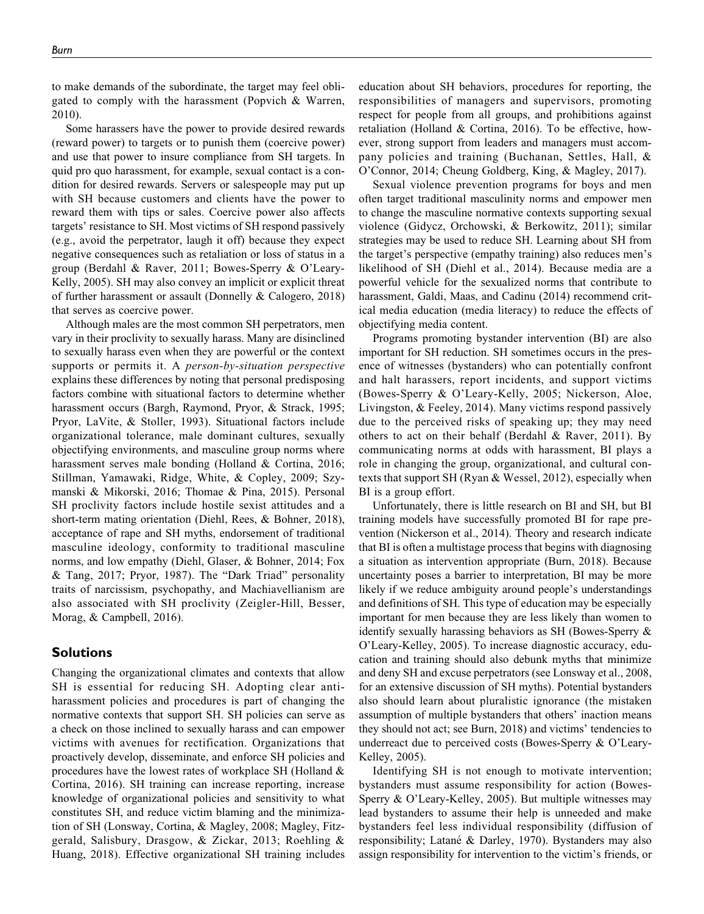to make demands of the subordinate, the target may feel obligated to comply with the harassment (Popvich & Warren, 2010).

Some harassers have the power to provide desired rewards (reward power) to targets or to punish them (coercive power) and use that power to insure compliance from SH targets. In quid pro quo harassment, for example, sexual contact is a condition for desired rewards. Servers or salespeople may put up with SH because customers and clients have the power to reward them with tips or sales. Coercive power also affects targets' resistance to SH. Most victims of SH respond passively (e.g., avoid the perpetrator, laugh it off) because they expect negative consequences such as retaliation or loss of status in a group (Berdahl & Raver, 2011; Bowes-Sperry & O'Leary-Kelly, 2005). SH may also convey an implicit or explicit threat of further harassment or assault (Donnelly & Calogero, 2018) that serves as coercive power.

Although males are the most common SH perpetrators, men vary in their proclivity to sexually harass. Many are disinclined to sexually harass even when they are powerful or the context supports or permits it. A *person-by-situation perspective* explains these differences by noting that personal predisposing factors combine with situational factors to determine whether harassment occurs (Bargh, Raymond, Pryor, & Strack, 1995; Pryor, LaVite, & Stoller, 1993). Situational factors include organizational tolerance, male dominant cultures, sexually objectifying environments, and masculine group norms where harassment serves male bonding (Holland & Cortina, 2016; Stillman, Yamawaki, Ridge, White, & Copley, 2009; Szymanski & Mikorski, 2016; Thomae & Pina, 2015). Personal SH proclivity factors include hostile sexist attitudes and a short-term mating orientation (Diehl, Rees, & Bohner, 2018), acceptance of rape and SH myths, endorsement of traditional masculine ideology, conformity to traditional masculine norms, and low empathy (Diehl, Glaser, & Bohner, 2014; Fox & Tang, 2017; Pryor, 1987). The "Dark Triad" personality traits of narcissism, psychopathy, and Machiavellianism are also associated with SH proclivity (Zeigler-Hill, Besser, Morag, & Campbell, 2016).

## Solutions

Changing the organizational climates and contexts that allow SH is essential for reducing SH. Adopting clear anti-harassment policies and procedures is part of changing the normative contexts that support SH. SH policies can serve as a check on those inclined to sexually harass and can empower victims with avenues for rectification. Organizations that proactively develop, disseminate, and enforce SH policies and procedures have the lowest rates of workplace SH (Holland & Cortina, 2016). SH training can increase reporting, increase knowledge of organizational policies and sensitivity to what constitutes SH, and reduce victim blaming and the minimization of SH (Lonsway, Cortina, & Magley, 2008; Magley, Fitzgerald, Salisbury, Drasgow, & Zickar, 2013; Roehling & Huang, 2018). Effective organizational SH training includes education about SH behaviors, procedures for reporting, the responsibilities of managers and supervisors, promoting respect for people from all groups, and prohibitions against retaliation (Holland & Cortina, 2016). To be effective, however, strong support from leaders and managers must accompany policies and training (Buchanan, Settles, Hall, & O'Connor, 2014; Cheung Goldberg, King, & Magley, 2017).

Sexual violence prevention programs for boys and men often target traditional masculinity norms and empower men to change the masculine normative contexts supporting sexual violence (Gidycz, Orchowski, & Berkowitz, 2011); similar strategies may be used to reduce SH. Learning about SH from the target's perspective (empathy training) also reduces men's likelihood of SH (Diehl et al., 2014). Because media are a powerful vehicle for the sexualized norms that contribute to harassment, Galdi, Maas, and Cadinu (2014) recommend critical media education (media literacy) to reduce the effects of objectifying media content.

Programs promoting bystander intervention (BI) are also important for SH reduction. SH sometimes occurs in the presence of witnesses (bystanders) who can potentially confront and halt harassers, report incidents, and support victims (Bowes-Sperry & O'Leary-Kelly, 2005; Nickerson, Aloe, Livingston, & Feeley, 2014). Many victims respond passively due to the perceived risks of speaking up; they may need others to act on their behalf (Berdahl & Raver, 2011). By communicating norms at odds with harassment, BI plays a role in changing the group, organizational, and cultural contexts that support SH (Ryan & Wessel, 2012), especially when BI is a group effort.

Unfortunately, there is little research on BI and SH, but BI training models have successfully promoted BI for rape prevention (Nickerson et al., 2014). Theory and research indicate that BI is often a multistage process that begins with diagnosing a situation as intervention appropriate (Burn, 2018). Because uncertainty poses a barrier to interpretation, BI may be more likely if we reduce ambiguity around people's understandings and definitions of SH. This type of education may be especially important for men because they are less likely than women to identify sexually harassing behaviors as SH (Bowes-Sperry & O'Leary-Kelley, 2005). To increase diagnostic accuracy, education and training should also debunk myths that minimize and deny SH and excuse perpetrators (see Lonsway et al., 2008, for an extensive discussion of SH myths). Potential bystanders also should learn about pluralistic ignorance (the mistaken assumption of multiple bystanders that others' inaction means they should not act; see Burn, 2018) and victims' tendencies to underreact due to perceived costs (Bowes-Sperry & O'Leary-Kelley, 2005).

Identifying SH is not enough to motivate intervention; bystanders must assume responsibility for action (Bowes-Sperry & O'Leary-Kelley, 2005). But multiple witnesses may lead bystanders to assume their help is unneeded and make bystanders feel less individual responsibility (diffusion of responsibility; Latané & Darley, 1970). Bystanders may also assign responsibility for intervention to the victim's friends, or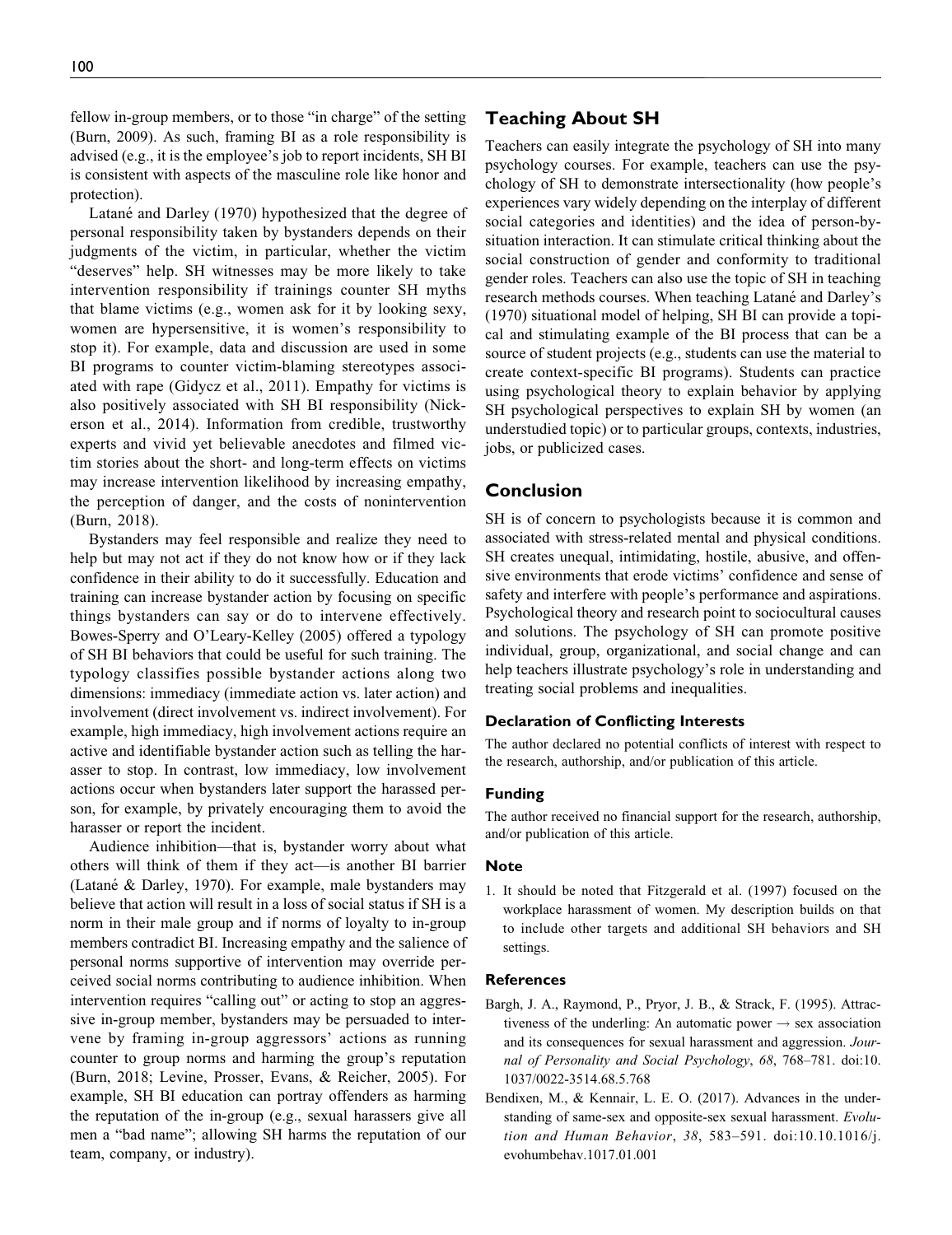fellow in-group members, or to those "in charge" of the setting (Burn, 2009). As such, framing BI as a role responsibility is advised (e.g., it is the employee's job to report incidents, SH BI is consistent with aspects of the masculine role like honor and protection).

Latané and Darley (1970) hypothesized that the degree of personal responsibility taken by bystanders depends on their judgments of the victim, in particular, whether the victim "deserves" help. SH witnesses may be more likely to take intervention responsibility if trainings counter SH myths that blame victims (e.g., women ask for it by looking sexy, women are hypersensitive, it is women's responsibility to stop it). For example, data and discussion are used in some BI programs to counter victim-blaming stereotypes associated with rape (Gidycz et al., 2011). Empathy for victims is also positively associated with SH BI responsibility (Nickerson et al., 2014). Information from credible, trustworthy experts and vivid yet believable anecdotes and filmed victim stories about the short- and long-term effects on victims may increase intervention likelihood by increasing empathy, the perception of danger, and the costs of nonintervention (Burn, 2018).

Bystanders may feel responsible and realize they need to help but may not act if they do not know how or if they lack confidence in their ability to do it successfully. Education and training can increase bystander action by focusing on specific things bystanders can say or do to intervene effectively. Bowes-Sperry and O'Leary-Kelley (2005) offered a typology of SH BI behaviors that could be useful for such training. The typology classifies possible bystander actions along two dimensions: immediacy (immediate action vs. later action) and involvement (direct involvement vs. indirect involvement). For example, high immediacy, high involvement actions require an active and identifiable bystander action such as telling the harasser to stop. In contrast, low immediacy, low involvement actions occur when bystanders later support the harassed person, for example, by privately encouraging them to avoid the harasser or report the incident.

Audience inhibition—that is, bystander worry about what others will think of them if they act—is another BI barrier (Latané & Darley, 1970). For example, male bystanders may believe that action will result in a loss of social status if SH is a norm in their male group and if norms of loyalty to in-group members contradict BI. Increasing empathy and the salience of personal norms supportive of intervention may override perceived social norms contributing to audience inhibition. When intervention requires "calling out" or acting to stop an aggressive in-group member, bystanders may be persuaded to intervene by framing in-group aggressors' actions as running counter to group norms and harming the group's reputation (Burn, 2018; Levine, Prosser, Evans, & Reicher, 2005). For example, SH BI education can portray offenders as harming the reputation of the in-group (e.g., sexual harassers give all men a "bad name"; allowing SH harms the reputation of our team, company, or industry).

## Teaching About SH

Teachers can easily integrate the psychology of SH into many psychology courses. For example, teachers can use the psychology of SH to demonstrate intersectionality (how people's experiences vary widely depending on the interplay of different social categories and identities) and the idea of person-by-situation interaction. It can stimulate critical thinking about the social construction of gender and conformity to traditional gender roles. Teachers can also use the topic of SH in teaching research methods courses. When teaching Latané and Darley's (1970) situational model of helping, SH BI can provide a topical and stimulating example of the BI process that can be a source of student projects (e.g., students can use the material to create context-specific BI programs). Students can practice using psychological theory to explain behavior by applying SH psychological perspectives to explain SH by women (an understudied topic) or to particular groups, contexts, industries, jobs, or publicized cases.

## Conclusion

SH is of concern to psychologists because it is common and associated with stress-related mental and physical conditions. SH creates unequal, intimidating, hostile, abusive, and offensive environments that erode victims' confidence and sense of safety and interfere with people's performance and aspirations. Psychological theory and research point to sociocultural causes and solutions. The psychology of SH can promote positive individual, group, organizational, and social change and can help teachers illustrate psychology's role in understanding and treating social problems and inequalities.

### Declaration of Conflicting Interests

The author declared no potential conflicts of interest with respect to the research, authorship, and/or publication of this article.

### Funding

The author received no financial support for the research, authorship, and/or publication of this article.

### Note

1. It should be noted that Fitzgerald et al. (1997) focused on the workplace harassment of women. My description builds on that to include other targets and additional SH behaviors and SH settings.

### References

Bargh, J. A., Raymond, P., Pryor, J. B., & Strack, F. (1995). Attractiveness of the underling: An automatic power → sex association and its consequences for sexual harassment and aggression. *Journal of Personality and Social Psychology*, *68*, 768–781. doi:10.1037/0022-3514.68.5.768

Bendixen, M., & Kennair, L. E. O. (2017). Advances in the understanding of same-sex and opposite-sex sexual harassment. *Evolution and Human Behavior*, *38*, 583–591. doi:10.10.1016/j.evohumbehav.1017.01.001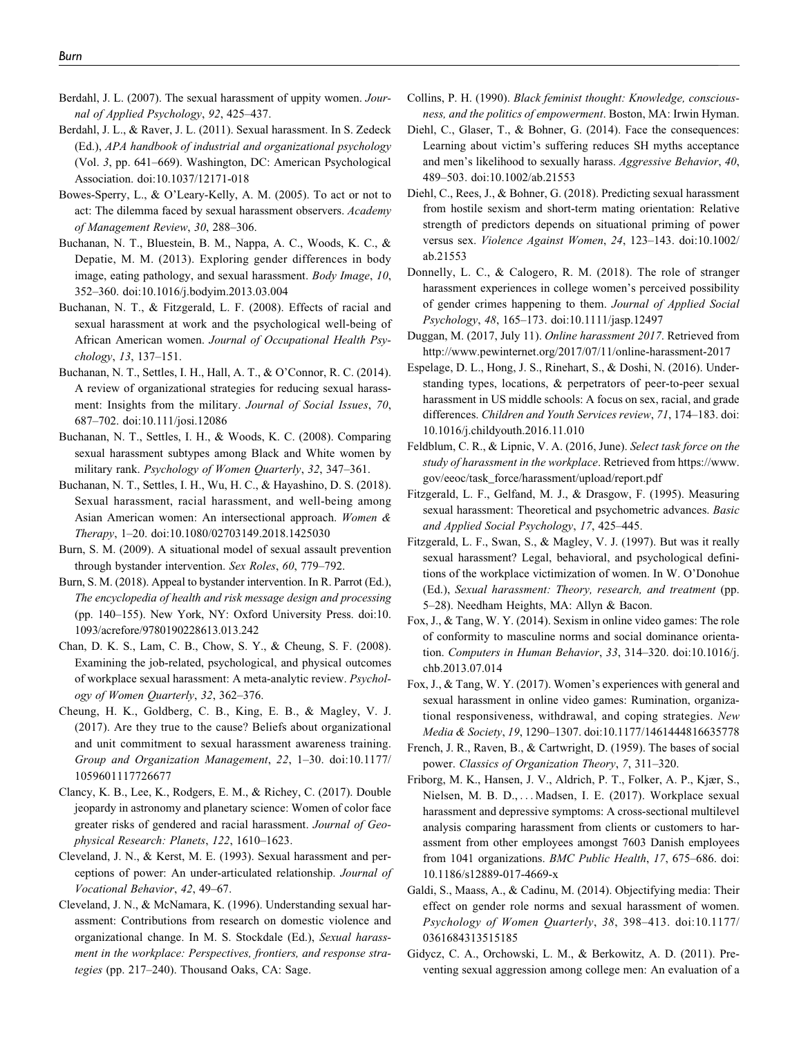Berdahl, J. L. (2007). The sexual harassment of uppity women. *Journal of Applied Psychology*, *92*, 425–437.

Berdahl, J. L., & Raver, J. L. (2011). Sexual harassment. In S. Zedeck (Ed.), *APA handbook of industrial and organizational psychology* (Vol. *3*, pp. 641–669). Washington, DC: American Psychological Association. doi:10.1037/12171-018

Bowes-Sperry, L., & O'Leary-Kelly, A. M. (2005). To act or not to act: The dilemma faced by sexual harassment observers. *Academy of Management Review*, *30*, 288–306.

Buchanan, N. T., Bluestein, B. M., Nappa, A. C., Woods, K. C., & Depatie, M. M. (2013). Exploring gender differences in body image, eating pathology, and sexual harassment. *Body Image*, *10*, 352–360. doi:10.1016/j.bodyim.2013.03.004

Buchanan, N. T., & Fitzgerald, L. F. (2008). Effects of racial and sexual harassment at work and the psychological well-being of African American women. *Journal of Occupational Health Psychology*, *13*, 137–151.

Buchanan, N. T., Settles, I. H., Hall, A. T., & O'Connor, R. C. (2014). A review of organizational strategies for reducing sexual harassment: Insights from the military. *Journal of Social Issues*, *70*, 687–702. doi:10.111/josi.12086

Buchanan, N. T., Settles, I. H., & Woods, K. C. (2008). Comparing sexual harassment subtypes among Black and White women by military rank. *Psychology of Women Quarterly*, *32*, 347–361.

Buchanan, N. T., Settles, I. H., Wu, H. C., & Hayashino, D. S. (2018). Sexual harassment, racial harassment, and well-being among Asian American women: An intersectional approach. *Women & Therapy*, 1–20. doi:10.1080/02703149.2018.1425030

Burn, S. M. (2009). A situational model of sexual assault prevention through bystander intervention. *Sex Roles*, *60*, 779–792.

Burn, S. M. (2018). Appeal to bystander intervention. In R. Parrot (Ed.), *The encyclopedia of health and risk message design and processing* (pp. 140–155). New York, NY: Oxford University Press. doi:10.1093/acrefore/9780190228613.013.242

Chan, D. K. S., Lam, C. B., Chow, S. Y., & Cheung, S. F. (2008). Examining the job-related, psychological, and physical outcomes of workplace sexual harassment: A meta-analytic review. *Psychology of Women Quarterly*, *32*, 362–376.

Cheung, H. K., Goldberg, C. B., King, E. B., & Magley, V. J. (2017). Are they true to the cause? Beliefs about organizational and unit commitment to sexual harassment awareness training. *Group and Organization Management*, *22*, 1–30. doi:10.1177/1059601117726677

Clancy, K. B., Lee, K., Rodgers, E. M., & Richey, C. (2017). Double jeopardy in astronomy and planetary science: Women of color face greater risks of gendered and racial harassment. *Journal of Geophysical Research: Planets*, *122*, 1610–1623.

Cleveland, J. N., & Kerst, M. E. (1993). Sexual harassment and perceptions of power: An under-articulated relationship. *Journal of Vocational Behavior*, *42*, 49–67.

Cleveland, J. N., & McNamara, K. (1996). Understanding sexual harassment: Contributions from research on domestic violence and organizational change. In M. S. Stockdale (Ed.), *Sexual harassment in the workplace: Perspectives, frontiers, and response strategies* (pp. 217–240). Thousand Oaks, CA: Sage.

Collins, P. H. (1990). *Black feminist thought: Knowledge, consciousness, and the politics of empowerment*. Boston, MA: Irwin Hyman.

Diehl, C., Glaser, T., & Bohner, G. (2014). Face the consequences: Learning about victim's suffering reduces SH myths acceptance and men's likelihood to sexually harass. *Aggressive Behavior*, *40*, 489–503. doi:10.1002/ab.21553

Diehl, C., Rees, J., & Bohner, G. (2018). Predicting sexual harassment from hostile sexism and short-term mating orientation: Relative strength of predictors depends on situational priming of power versus sex. *Violence Against Women*, *24*, 123–143. doi:10.1002/ab.21553

Donnelly, L. C., & Calogero, R. M. (2018). The role of stranger harassment experiences in college women's perceived possibility of gender crimes happening to them. *Journal of Applied Social Psychology*, *48*, 165–173. doi:10.1111/jasp.12497

Duggan, M. (2017, July 11). *Online harassment 2017*. Retrieved from http://www.pewinternet.org/2017/07/11/online-harassment-2017

Espelage, D. L., Hong, J. S., Rinehart, S., & Doshi, N. (2016). Understanding types, locations, & perpetrators of peer-to-peer sexual harassment in US middle schools: A focus on sex, racial, and grade differences. *Children and Youth Services review*, *71*, 174–183. doi:10.1016/j.childyouth.2016.11.010

Feldblum, C. R., & Lipnic, V. A. (2016, June). *Select task force on the study of harassment in the workplace*. Retrieved from https://www.gov/eeoc/task_force/harassment/upload/report.pdf

Fitzgerald, L. F., Gelfand, M. J., & Drasgow, F. (1995). Measuring sexual harassment: Theoretical and psychometric advances. *Basic and Applied Social Psychology*, *17*, 425–445.

Fitzgerald, L. F., Swan, S., & Magley, V. J. (1997). But was it really sexual harassment? Legal, behavioral, and psychological definitions of the workplace victimization of women. In W. O'Donohue (Ed.), *Sexual harassment: Theory, research, and treatment* (pp. 5–28). Needham Heights, MA: Allyn & Bacon.

Fox, J., & Tang, W. Y. (2014). Sexism in online video games: The role of conformity to masculine norms and social dominance orientation. *Computers in Human Behavior*, *33*, 314–320. doi:10.1016/j.chb.2013.07.014

Fox, J., & Tang, W. Y. (2017). Women's experiences with general and sexual harassment in online video games: Rumination, organizational responsiveness, withdrawal, and coping strategies. *New Media & Society*, *19*, 1290–1307. doi:10.1177/1461444816635778

French, J. R., Raven, B., & Cartwright, D. (1959). The bases of social power. *Classics of Organization Theory*, *7*, 311–320.

Friborg, M. K., Hansen, J. V., Aldrich, P. T., Folker, A. P., Kjær, S., Nielsen, M. B. D., . . . Madsen, I. E. (2017). Workplace sexual harassment and depressive symptoms: A cross-sectional multilevel analysis comparing harassment from clients or customers to harassment from other employees amongst 7603 Danish employees from 1041 organizations. *BMC Public Health*, *17*, 675–686. doi:10.1186/s12889-017-4669-x

Galdi, S., Maass, A., & Cadinu, M. (2014). Objectifying media: Their effect on gender role norms and sexual harassment of women. *Psychology of Women Quarterly*, *38*, 398–413. doi:10.1177/0361684313515185

Gidycz, C. A., Orchowski, L. M., & Berkowitz, A. D. (2011). Preventing sexual aggression among college men: An evaluation of a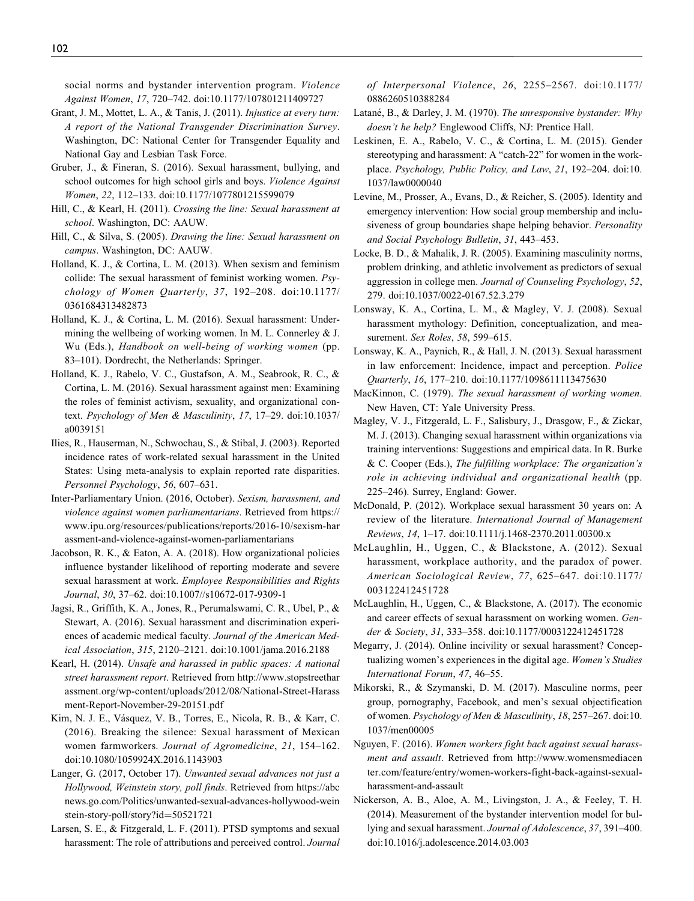social norms and bystander intervention program. *Violence Against Women*, *17*, 720–742. doi:10.1177/107801211409727

Grant, J. M., Mottet, L. A., & Tanis, J. (2011). *Injustice at every turn: A report of the National Transgender Discrimination Survey*. Washington, DC: National Center for Transgender Equality and National Gay and Lesbian Task Force.

Gruber, J., & Fineran, S. (2016). Sexual harassment, bullying, and school outcomes for high school girls and boys. *Violence Against Women*, *22*, 112–133. doi:10.1177/1077801215599079

Hill, C., & Kearl, H. (2011). *Crossing the line: Sexual harassment at school*. Washington, DC: AAUW.

Hill, C., & Silva, S. (2005). *Drawing the line: Sexual harassment on campus*. Washington, DC: AAUW.

Holland, K. J., & Cortina, L. M. (2013). When sexism and feminism collide: The sexual harassment of feminist working women. *Psychology of Women Quarterly*, *37*, 192–208. doi:10.1177/0361684313482873

Holland, K. J., & Cortina, L. M. (2016). Sexual harassment: Undermining the wellbeing of working women. In M. L. Connerley & J. Wu (Eds.), *Handbook on well-being of working women* (pp. 83–101). Dordrecht, the Netherlands: Springer.

Holland, K. J., Rabelo, V. C., Gustafson, A. M., Seabrook, R. C., & Cortina, L. M. (2016). Sexual harassment against men: Examining the roles of feminist activism, sexuality, and organizational context. *Psychology of Men & Masculinity*, *17*, 17–29. doi:10.1037/a0039151

Ilies, R., Hauserman, N., Schwochau, S., & Stibal, J. (2003). Reported incidence rates of work-related sexual harassment in the United States: Using meta-analysis to explain reported rate disparities. *Personnel Psychology*, *56*, 607–631.

Inter-Parliamentary Union. (2016, October). *Sexism, harassment, and violence against women parliamentarians*. Retrieved from https://www.ipu.org/resources/publications/reports/2016-10/sexism-harassment-and-violence-against-women-parliamentarians

Jacobson, R. K., & Eaton, A. A. (2018). How organizational policies influence bystander likelihood of reporting moderate and severe sexual harassment at work. *Employee Responsibilities and Rights Journal*, *30*, 37–62. doi:10.1007//s10672-017-9309-1

Jagsi, R., Griffith, K. A., Jones, R., Perumalswami, C. R., Ubel, P., & Stewart, A. (2016). Sexual harassment and discrimination experiences of academic medical faculty. *Journal of the American Medical Association*, *315*, 2120–2121. doi:10.1001/jama.2016.2188

Kearl, H. (2014). *Unsafe and harassed in public spaces: A national street harassment report*. Retrieved from http://www.stopstreetharassment.org/wp-content/uploads/2012/08/National-Street-Harassment-Report-November-29-20151.pdf

Kim, N. J. E., Vásquez, V. B., Torres, E., Nicola, R. B., & Karr, C. (2016). Breaking the silence: Sexual harassment of Mexican women farmworkers. *Journal of Agromedicine*, *21*, 154–162. doi:10.1080/1059924X.2016.1143903

Langer, G. (2017, October 17). *Unwanted sexual advances not just a Hollywood, Weinstein story, poll finds*. Retrieved from https://abcnews.go.com/Politics/unwanted-sexual-advances-hollywood-weinstein-story-poll/story?id=50521721

Larsen, S. E., & Fitzgerald, L. F. (2011). PTSD symptoms and sexual harassment: The role of attributions and perceived control. *Journal of Interpersonal Violence*, *26*, 2255–2567. doi:10.1177/0886260510388284

Latané, B., & Darley, J. M. (1970). *The unresponsive bystander: Why doesn't he help?* Englewood Cliffs, NJ: Prentice Hall.

Leskinen, E. A., Rabelo, V. C., & Cortina, L. M. (2015). Gender stereotyping and harassment: A "catch-22" for women in the workplace. *Psychology, Public Policy, and Law*, *21*, 192–204. doi:10.1037/law0000040

Levine, M., Prosser, A., Evans, D., & Reicher, S. (2005). Identity and emergency intervention: How social group membership and inclusiveness of group boundaries shape helping behavior. *Personality and Social Psychology Bulletin*, *31*, 443–453.

Locke, B. D., & Mahalik, J. R. (2005). Examining masculinity norms, problem drinking, and athletic involvement as predictors of sexual aggression in college men. *Journal of Counseling Psychology*, *52*, 279. doi:10.1037/0022-0167.52.3.279

Lonsway, K. A., Cortina, L. M., & Magley, V. J. (2008). Sexual harassment mythology: Definition, conceptualization, and measurement. *Sex Roles*, *58*, 599–615.

Lonsway, K. A., Paynich, R., & Hall, J. N. (2013). Sexual harassment in law enforcement: Incidence, impact and perception. *Police Quarterly*, *16*, 177–210. doi:10.1177/1098611113475630

MacKinnon, C. (1979). *The sexual harassment of working women*. New Haven, CT: Yale University Press.

Magley, V. J., Fitzgerald, L. F., Salisbury, J., Drasgow, F., & Zickar, M. J. (2013). Changing sexual harassment within organizations via training interventions: Suggestions and empirical data. In R. Burke & C. Cooper (Eds.), *The fulfilling workplace: The organization's role in achieving individual and organizational health* (pp. 225–246). Surrey, England: Gower.

McDonald, P. (2012). Workplace sexual harassment 30 years on: A review of the literature. *International Journal of Management Reviews*, *14*, 1–17. doi:10.1111/j.1468-2370.2011.00300.x

McLaughlin, H., Uggen, C., & Blackstone, A. (2012). Sexual harassment, workplace authority, and the paradox of power. *American Sociological Review*, *77*, 625–647. doi:10.1177/003122412451728

McLaughlin, H., Uggen, C., & Blackstone, A. (2017). The economic and career effects of sexual harassment on working women. *Gender & Society*, *31*, 333–358. doi:10.1177/0003122412451728

Megarry, J. (2014). Online incivility or sexual harassment? Conceptualizing women's experiences in the digital age. *Women's Studies International Forum*, *47*, 46–55.

Mikorski, R., & Szymanski, D. M. (2017). Masculine norms, peer group, pornography, Facebook, and men's sexual objectification of women. *Psychology of Men & Masculinity*, *18*, 257–267. doi:10.1037/men00005

Nguyen, F. (2016). *Women workers fight back against sexual harassment and assault*. Retrieved from http://www.womensmediacenter.com/feature/entry/women-workers-fight-back-against-sexual-harassment-and-assault

Nickerson, A. B., Aloe, A. M., Livingston, J. A., & Feeley, T. H. (2014). Measurement of the bystander intervention model for bullying and sexual harassment. *Journal of Adolescence*, *37*, 391–400. doi:10.1016/j.adolescence.2014.03.003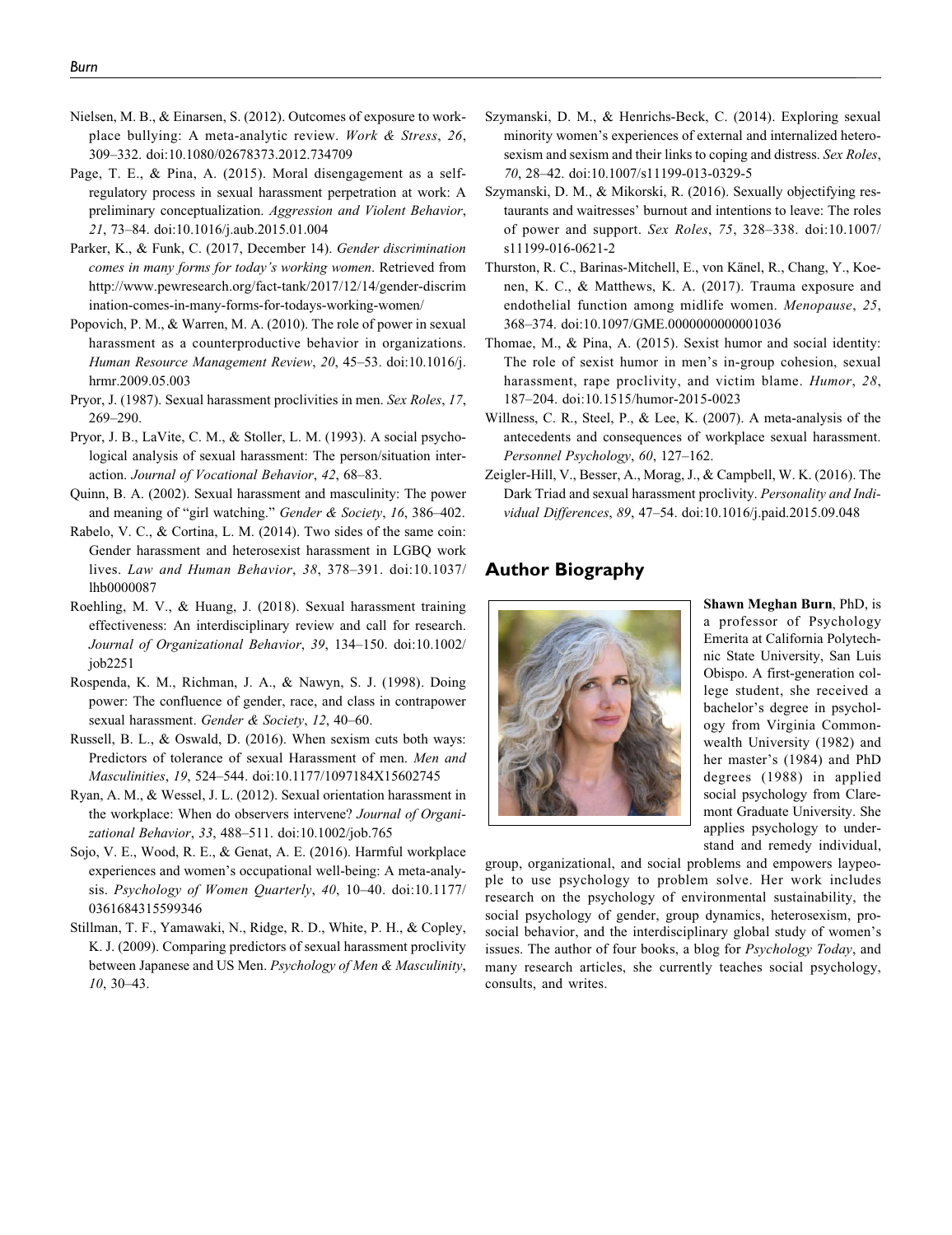Nielsen, M. B., & Einarsen, S. (2012). Outcomes of exposure to workplace bullying: A meta-analytic review. *Work & Stress*, *26*, 309–332. doi:10.1080/02678373.2012.734709

Page, T. E., & Pina, A. (2015). Moral disengagement as a self-regulatory process in sexual harassment perpetration at work: A preliminary conceptualization. *Aggression and Violent Behavior*, *21*, 73–84. doi:10.1016/j.aub.2015.01.004

Parker, K., & Funk, C. (2017, December 14). *Gender discrimination comes in many forms for today's working women*. Retrieved from http://www.pewresearch.org/fact-tank/2017/12/14/gender-discrimination-comes-in-many-forms-for-todays-working-women/

Popovich, P. M., & Warren, M. A. (2010). The role of power in sexual harassment as a counterproductive behavior in organizations. *Human Resource Management Review*, *20*, 45–53. doi:10.1016/j.hrmr.2009.05.003

Pryor, J. (1987). Sexual harassment proclivities in men. *Sex Roles*, *17*, 269–290.

Pryor, J. B., LaVite, C. M., & Stoller, L. M. (1993). A social psychological analysis of sexual harassment: The person/situation interaction. *Journal of Vocational Behavior*, *42*, 68–83.

Quinn, B. A. (2002). Sexual harassment and masculinity: The power and meaning of "girl watching." *Gender & Society*, *16*, 386–402.

Rabelo, V. C., & Cortina, L. M. (2014). Two sides of the same coin: Gender harassment and heterosexist harassment in LGBQ work lives. *Law and Human Behavior*, *38*, 378–391. doi:10.1037/lhb0000087

Roehling, M. V., & Huang, J. (2018). Sexual harassment training effectiveness: An interdisciplinary review and call for research. *Journal of Organizational Behavior*, *39*, 134–150. doi:10.1002/job2251

Rospenda, K. M., Richman, J. A., & Nawyn, S. J. (1998). Doing power: The confluence of gender, race, and class in contrapower sexual harassment. *Gender & Society*, *12*, 40–60.

Russell, B. L., & Oswald, D. (2016). When sexism cuts both ways: Predictors of tolerance of sexual Harassment of men. *Men and Masculinities*, *19*, 524–544. doi:10.1177/1097184X15602745

Ryan, A. M., & Wessel, J. L. (2012). Sexual orientation harassment in the workplace: When do observers intervene? *Journal of Organizational Behavior*, *33*, 488–511. doi:10.1002/job.765

Sojo, V. E., Wood, R. E., & Genat, A. E. (2016). Harmful workplace experiences and women's occupational well-being: A meta-analysis. *Psychology of Women Quarterly*, *40*, 10–40. doi:10.1177/0361684315599346

Stillman, T. F., Yamawaki, N., Ridge, R. D., White, P. H., & Copley, K. J. (2009). Comparing predictors of sexual harassment proclivity between Japanese and US Men. *Psychology of Men & Masculinity*, *10*, 30–43.

Szymanski, D. M., & Henrichs-Beck, C. (2014). Exploring sexual minority women's experiences of external and internalized heterosexism and sexism and their links to coping and distress. *Sex Roles*, *70*, 28–42. doi:10.1007/s11199-013-0329-5

Szymanski, D. M., & Mikorski, R. (2016). Sexually objectifying restaurants and waitresses' burnout and intentions to leave: The roles of power and support. *Sex Roles*, *75*, 328–338. doi:10.1007/s11199-016-0621-2

Thurston, R. C., Barinas-Mitchell, E., von Känel, R., Chang, Y., Koenen, K. C., & Matthews, K. A. (2017). Trauma exposure and endothelial function among midlife women. *Menopause*, *25*, 368–374. doi:10.1097/GME.0000000000001036

Thomae, M., & Pina, A. (2015). Sexist humor and social identity: The role of sexist humor in men's in-group cohesion, sexual harassment, rape proclivity, and victim blame. *Humor*, *28*, 187–204. doi:10.1515/humor-2015-0023

Willness, C. R., Steel, P., & Lee, K. (2007). A meta-analysis of the antecedents and consequences of workplace sexual harassment. *Personnel Psychology*, *60*, 127–162.

Zeigler-Hill, V., Besser, A., Morag, J., & Campbell, W. K. (2016). The Dark Triad and sexual harassment proclivity. *Personality and Individual Differences*, *89*, 47–54. doi:10.1016/j.paid.2015.09.048

## Author Biography

**Shawn Meghan Burn**, PhD, is a professor of Psychology Emerita at California Polytechnic State University, San Luis Obispo. A first-generation college student, she received a bachelor's degree in psychology from Virginia Commonwealth University (1982) and her master's (1984) and PhD degrees (1988) in applied social psychology from Claremont Graduate University. She applies psychology to understand and remedy individual, group, organizational, and social problems and empowers laypeople to use psychology to problem solve. Her work includes research on the psychology of environmental sustainability, the social psychology of gender, group dynamics, heterosexism, prosocial behavior, and the interdisciplinary global study of women's issues. The author of four books, a blog for *Psychology Today*, and many research articles, she currently teaches social psychology, consults, and writes.